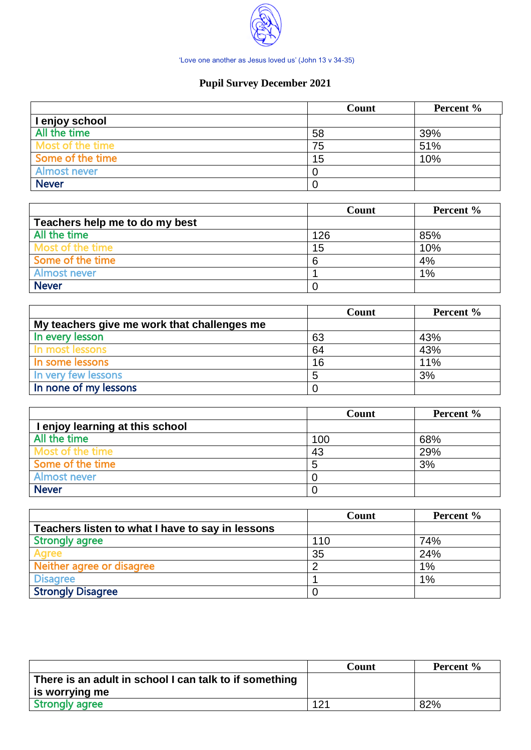'Love one another as Jesus loved us' (John 13 v 34-35)

# Pupil Survey December 2021

| | Count | Percent % |
|---|---|---|
| **I enjoy school** | | |
| All the time | 58 | 39% |
| Most of the time | 75 | 51% |
| Some of the time | 15 | 10% |
| Almost never | 0 | |
| Never | 0 | |

| | Count | Percent % |
|---|---|---|
| **Teachers help me to do my best** | | |
| All the time | 126 | 85% |
| Most of the time | 15 | 10% |
| Some of the time | 6 | 4% |
| Almost never | 1 | 1% |
| Never | 0 | |

| | Count | Percent % |
|---|---|---|
| **My teachers give me work that challenges me** | | |
| In every lesson | 63 | 43% |
| In most lessons | 64 | 43% |
| In some lessons | 16 | 11% |
| In very few lessons | 5 | 3% |
| In none of my lessons | 0 | |

| | Count | Percent % |
|---|---|---|
| **I enjoy learning at this school** | | |
| All the time | 100 | 68% |
| Most of the time | 43 | 29% |
| Some of the time | 5 | 3% |
| Almost never | 0 | |
| Never | 0 | |

| | Count | Percent % |
|---|---|---|
| **Teachers listen to what I have to say in lessons** | | |
| Strongly agree | 110 | 74% |
| Agree | 35 | 24% |
| Neither agree or disagree | 2 | 1% |
| Disagree | 1 | 1% |
| Strongly Disagree | 0 | |

| | Count | Percent % |
|---|---|---|
| **There is an adult in school I can talk to if something is worrying me** | | |
| Strongly agree | 121 | 82% |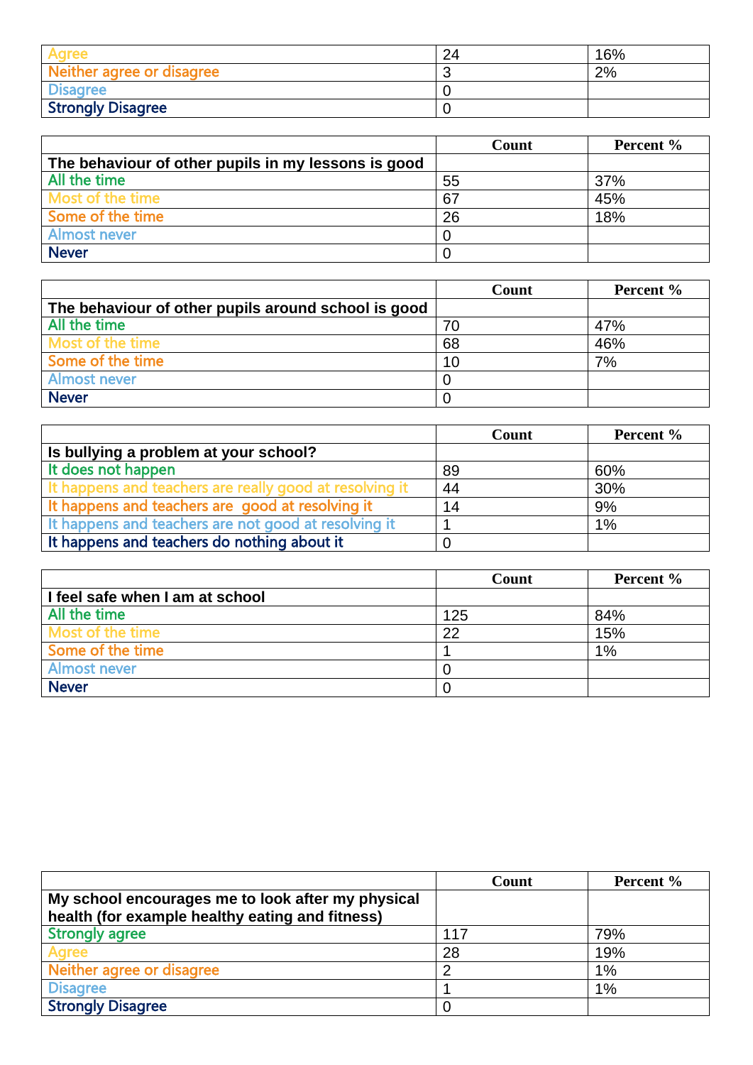| | | |
|---|---|---|
| Agree | 24 | 16% |
| Neither agree or disagree | 3 | 2% |
| Disagree | 0 | |
| Strongly Disagree | 0 | |

| | Count | Percent % |
|---|---|---|
| **The behaviour of other pupils in my lessons is good** | | |
| All the time | 55 | 37% |
| Most of the time | 67 | 45% |
| Some of the time | 26 | 18% |
| Almost never | 0 | |
| Never | 0 | |

| | Count | Percent % |
|---|---|---|
| **The behaviour of other pupils around school is good** | | |
| All the time | 70 | 47% |
| Most of the time | 68 | 46% |
| Some of the time | 10 | 7% |
| Almost never | 0 | |
| Never | 0 | |

| | Count | Percent % |
|---|---|---|
| **Is bullying a problem at your school?** | | |
| It does not happen | 89 | 60% |
| It happens and teachers are really good at resolving it | 44 | 30% |
| It happens and teachers are good at resolving it | 14 | 9% |
| It happens and teachers are not good at resolving it | 1 | 1% |
| It happens and teachers do nothing about it | 0 | |

| | Count | Percent % |
|---|---|---|
| **I feel safe when I am at school** | | |
| All the time | 125 | 84% |
| Most of the time | 22 | 15% |
| Some of the time | 1 | 1% |
| Almost never | 0 | |
| Never | 0 | |

| | Count | Percent % |
|---|---|---|
| **My school encourages me to look after my physical health (for example healthy eating and fitness)** | | |
| Strongly agree | 117 | 79% |
| Agree | 28 | 19% |
| Neither agree or disagree | 2 | 1% |
| Disagree | 1 | 1% |
| Strongly Disagree | 0 | |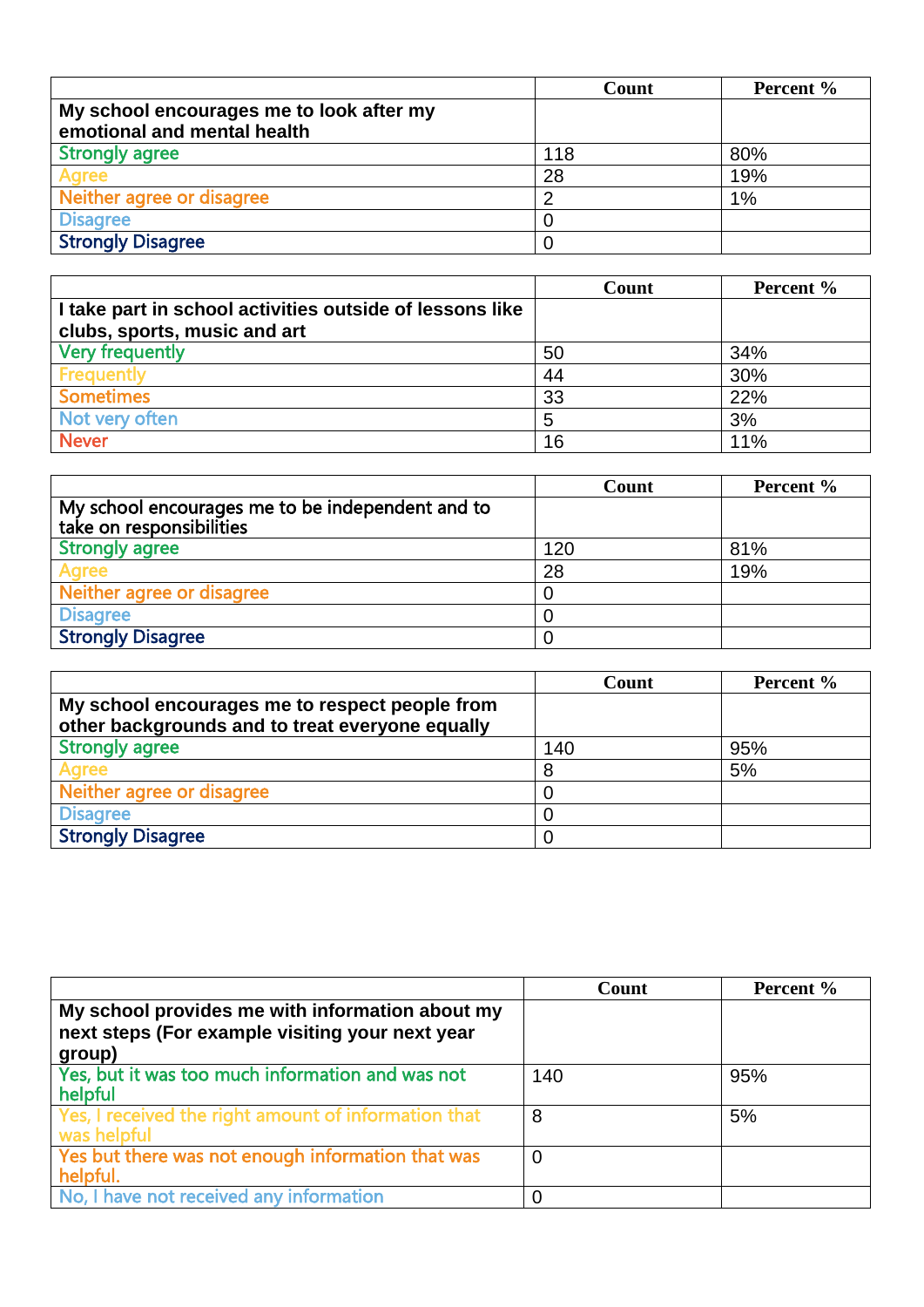| | Count | Percent % |
|---|---|---|
| **My school encourages me to look after my emotional and mental health** | | |
| Strongly agree | 118 | 80% |
| Agree | 28 | 19% |
| Neither agree or disagree | 2 | 1% |
| Disagree | 0 | |
| Strongly Disagree | 0 | |

| | Count | Percent % |
|---|---|---|
| **I take part in school activities outside of lessons like clubs, sports, music and art** | | |
| Very frequently | 50 | 34% |
| Frequently | 44 | 30% |
| Sometimes | 33 | 22% |
| Not very often | 5 | 3% |
| Never | 16 | 11% |

| | Count | Percent % |
|---|---|---|
| My school encourages me to be independent and to take on responsibilities | | |
| Strongly agree | 120 | 81% |
| Agree | 28 | 19% |
| Neither agree or disagree | 0 | |
| Disagree | 0 | |
| Strongly Disagree | 0 | |

| | Count | Percent % |
|---|---|---|
| **My school encourages me to respect people from other backgrounds and to treat everyone equally** | | |
| Strongly agree | 140 | 95% |
| Agree | 8 | 5% |
| Neither agree or disagree | 0 | |
| Disagree | 0 | |
| Strongly Disagree | 0 | |

| | Count | Percent % |
|---|---|---|
| **My school provides me with information about my next steps (For example visiting your next year group)** | | |
| Yes, but it was too much information and was not helpful | 140 | 95% |
| Yes, I received the right amount of information that was helpful | 8 | 5% |
| Yes but there was not enough information that was helpful. | 0 | |
| No, I have not received any information | 0 | |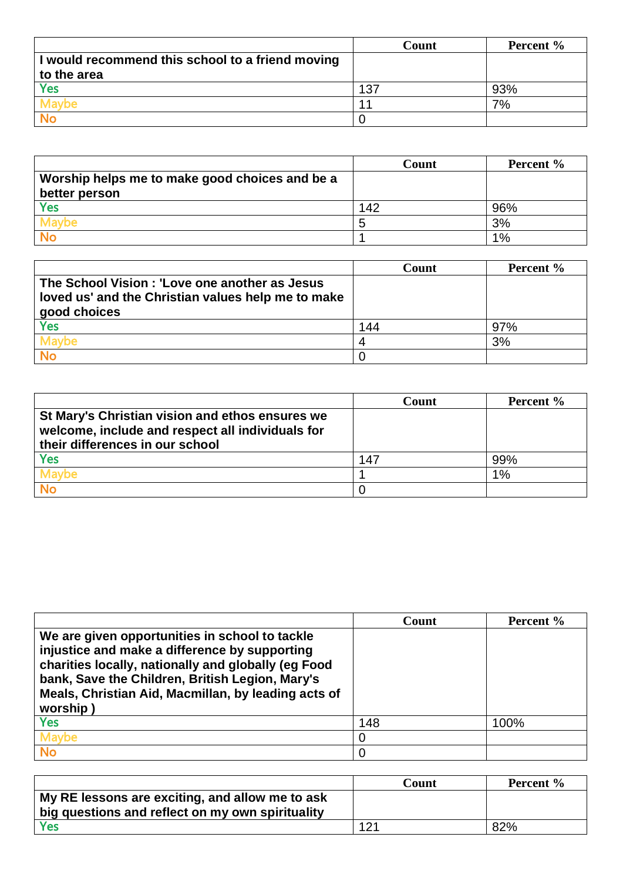| | Count | Percent % |
|---|---|---|
| **I would recommend this school to a friend moving to the area** | | |
| Yes | 137 | 93% |
| Maybe | 11 | 7% |
| No | 0 | |

| | Count | Percent % |
|---|---|---|
| **Worship helps me to make good choices and be a better person** | | |
| Yes | 142 | 96% |
| Maybe | 5 | 3% |
| No | 1 | 1% |

| | Count | Percent % |
|---|---|---|
| **The School Vision : 'Love one another as Jesus loved us' and the Christian values help me to make good choices** | | |
| Yes | 144 | 97% |
| Maybe | 4 | 3% |
| No | 0 | |

| | Count | Percent % |
|---|---|---|
| **St Mary's Christian vision and ethos ensures we welcome, include and respect all individuals for their differences in our school** | | |
| Yes | 147 | 99% |
| Maybe | 1 | 1% |
| No | 0 | |

| | Count | Percent % |
|---|---|---|
| **We are given opportunities in school to tackle injustice and make a difference by supporting charities locally, nationally and globally (eg Food bank, Save the Children, British Legion, Mary's Meals, Christian Aid, Macmillan, by leading acts of worship )** | | |
| Yes | 148 | 100% |
| Maybe | 0 | |
| No | 0 | |

| | Count | Percent % |
|---|---|---|
| **My RE lessons are exciting, and allow me to ask big questions and reflect on my own spirituality** | | |
| Yes | 121 | 82% |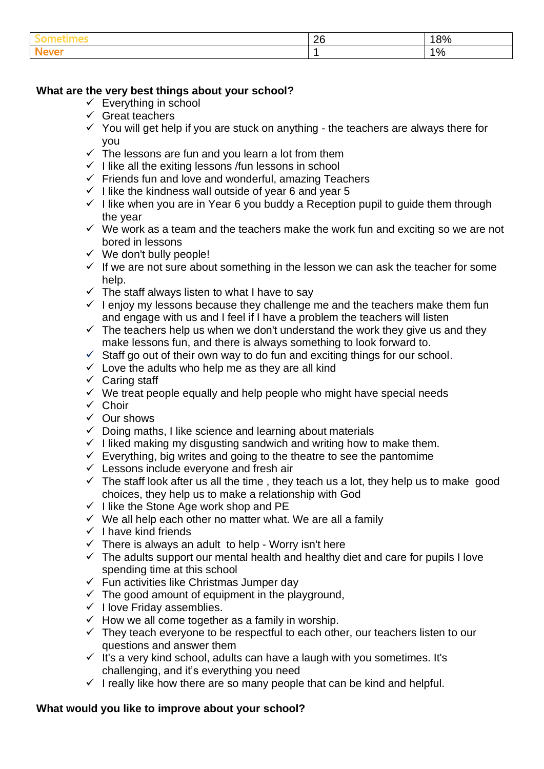| Sometimes | 26 | 18% |
|---|---|---|
| Never | 1 | 1% |

**What are the very best things about your school?**

- ✓ Everything in school
- ✓ Great teachers
- ✓ You will get help if you are stuck on anything - the teachers are always there for you
- ✓ The lessons are fun and you learn a lot from them
- ✓ I like all the exiting lessons /fun lessons in school
- ✓ Friends fun and love and wonderful, amazing Teachers
- ✓ I like the kindness wall outside of year 6 and year 5
- ✓ I like when you are in Year 6 you buddy a Reception pupil to guide them through the year
- ✓ We work as a team and the teachers make the work fun and exciting so we are not bored in lessons
- ✓ We don't bully people!
- ✓ If we are not sure about something in the lesson we can ask the teacher for some help.
- ✓ The staff always listen to what I have to say
- ✓ I enjoy my lessons because they challenge me and the teachers make them fun and engage with us and I feel if I have a problem the teachers will listen
- ✓ The teachers help us when we don't understand the work they give us and they make lessons fun, and there is always something to look forward to.
- ✓ Staff go out of their own way to do fun and exciting things for our school.
- ✓ Love the adults who help me as they are all kind
- ✓ Caring staff
- ✓ We treat people equally and help people who might have special needs
- ✓ Choir
- ✓ Our shows
- ✓ Doing maths, I like science and learning about materials
- ✓ I liked making my disgusting sandwich and writing how to make them.
- ✓ Everything, big writes and going to the theatre to see the pantomime
- ✓ Lessons include everyone and fresh air
- ✓ The staff look after us all the time , they teach us a lot, they help us to make good choices, they help us to make a relationship with God
- ✓ I like the Stone Age work shop and PE
- ✓ We all help each other no matter what. We are all a family
- ✓ I have kind friends
- ✓ There is always an adult to help - Worry isn't here
- ✓ The adults support our mental health and healthy diet and care for pupils I love spending time at this school
- ✓ Fun activities like Christmas Jumper day
- ✓ The good amount of equipment in the playground,
- ✓ I love Friday assemblies.
- ✓ How we all come together as a family in worship.
- ✓ They teach everyone to be respectful to each other, our teachers listen to our questions and answer them
- ✓ It's a very kind school, adults can have a laugh with you sometimes. It's challenging, and it's everything you need
- ✓ I really like how there are so many people that can be kind and helpful.

**What would you like to improve about your school?**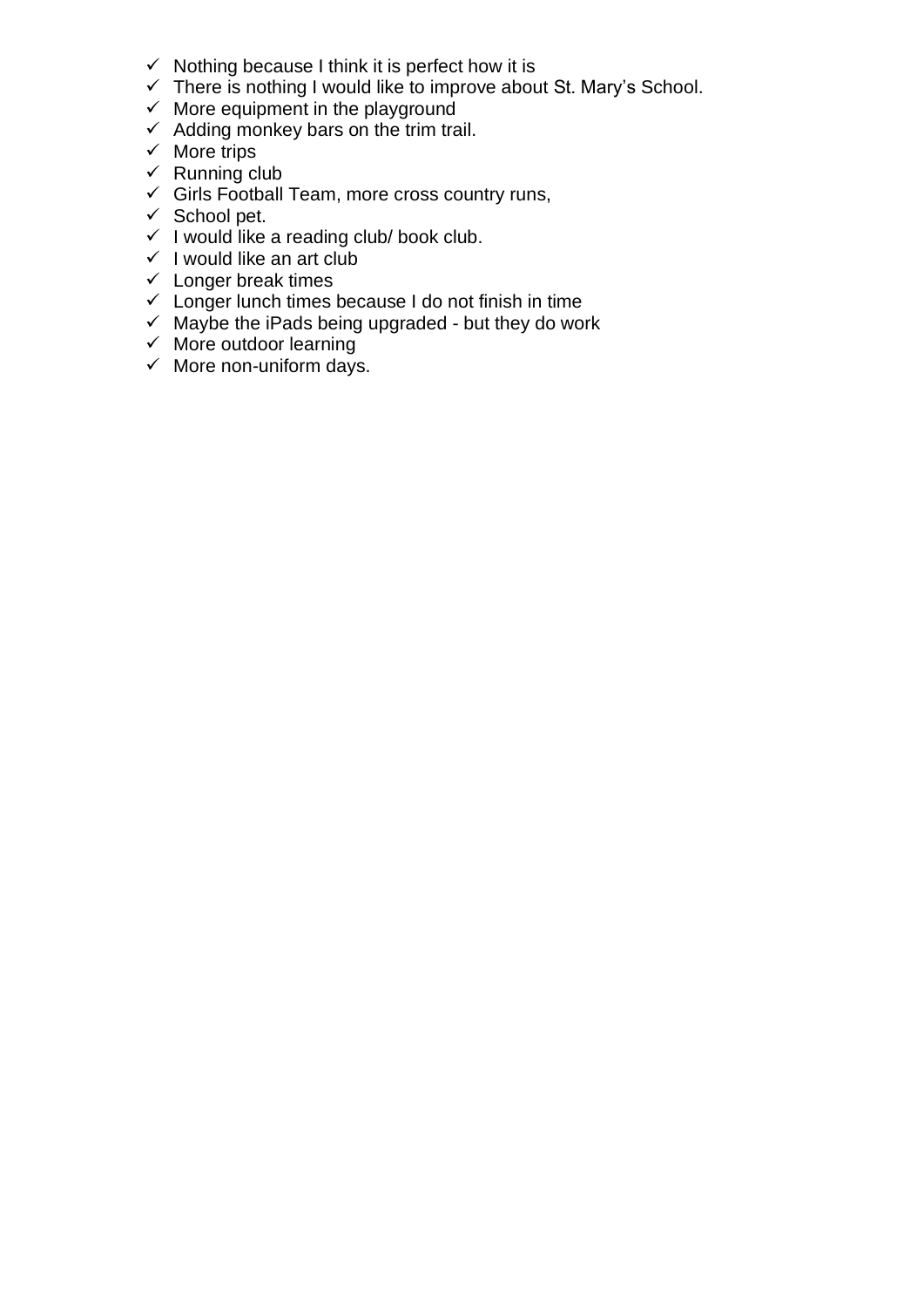- ✓ Nothing because I think it is perfect how it is
- ✓ There is nothing I would like to improve about St. Mary's School.
- ✓ More equipment in the playground
- ✓ Adding monkey bars on the trim trail.
- ✓ More trips
- ✓ Running club
- ✓ Girls Football Team, more cross country runs,
- ✓ School pet.
- ✓ I would like a reading club/ book club.
- ✓ I would like an art club
- ✓ Longer break times
- ✓ Longer lunch times because I do not finish in time
- ✓ Maybe the iPads being upgraded - but they do work
- ✓ More outdoor learning
- ✓ More non-uniform days.